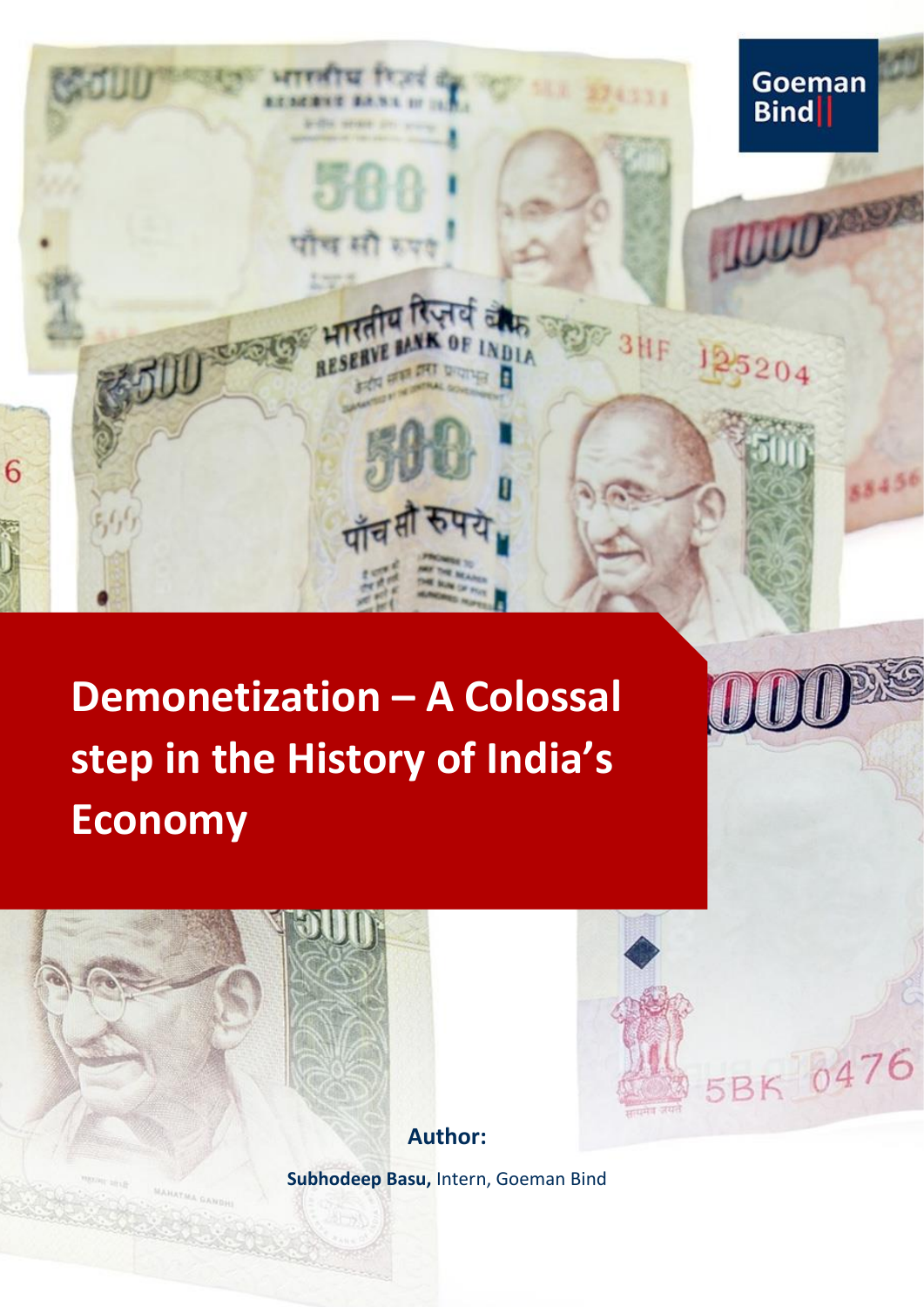Goeman Bind

# Demonetization – A Colossal step in the History of India's Economy

**Author:**

**Subhodeep Basu,** Intern, Goeman Bind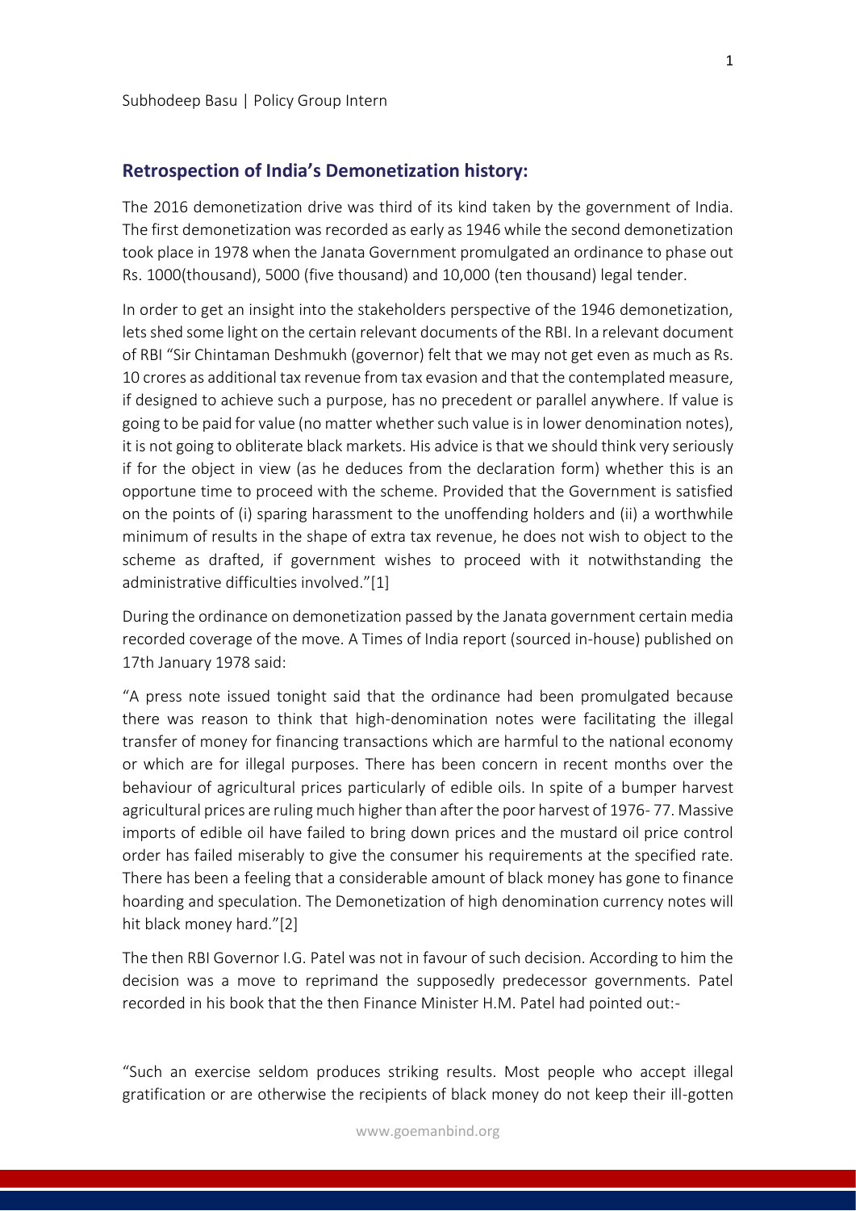## Retrospection of India's Demonetization history:

The 2016 demonetization drive was third of its kind taken by the government of India. The first demonetization was recorded as early as 1946 while the second demonetization took place in 1978 when the Janata Government promulgated an ordinance to phase out Rs. 1000(thousand), 5000 (five thousand) and 10,000 (ten thousand) legal tender.

In order to get an insight into the stakeholders perspective of the 1946 demonetization, lets shed some light on the certain relevant documents of the RBI. In a relevant document of RBI "Sir Chintaman Deshmukh (governor) felt that we may not get even as much as Rs. 10 crores as additional tax revenue from tax evasion and that the contemplated measure, if designed to achieve such a purpose, has no precedent or parallel anywhere. If value is going to be paid for value (no matter whether such value is in lower denomination notes), it is not going to obliterate black markets. His advice is that we should think very seriously if for the object in view (as he deduces from the declaration form) whether this is an opportune time to proceed with the scheme. Provided that the Government is satisfied on the points of (i) sparing harassment to the unoffending holders and (ii) a worthwhile minimum of results in the shape of extra tax revenue, he does not wish to object to the scheme as drafted, if government wishes to proceed with it notwithstanding the administrative difficulties involved."[1]

During the ordinance on demonetization passed by the Janata government certain media recorded coverage of the move. A Times of India report (sourced in-house) published on 17th January 1978 said:

"A press note issued tonight said that the ordinance had been promulgated because there was reason to think that high-denomination notes were facilitating the illegal transfer of money for financing transactions which are harmful to the national economy or which are for illegal purposes. There has been concern in recent months over the behaviour of agricultural prices particularly of edible oils. In spite of a bumper harvest agricultural prices are ruling much higher than after the poor harvest of 1976- 77. Massive imports of edible oil have failed to bring down prices and the mustard oil price control order has failed miserably to give the consumer his requirements at the specified rate. There has been a feeling that a considerable amount of black money has gone to finance hoarding and speculation. The Demonetization of high denomination currency notes will hit black money hard."[2]

The then RBI Governor I.G. Patel was not in favour of such decision. According to him the decision was a move to reprimand the supposedly predecessor governments. Patel recorded in his book that the then Finance Minister H.M. Patel had pointed out:-

"Such an exercise seldom produces striking results. Most people who accept illegal gratification or are otherwise the recipients of black money do not keep their ill-gotten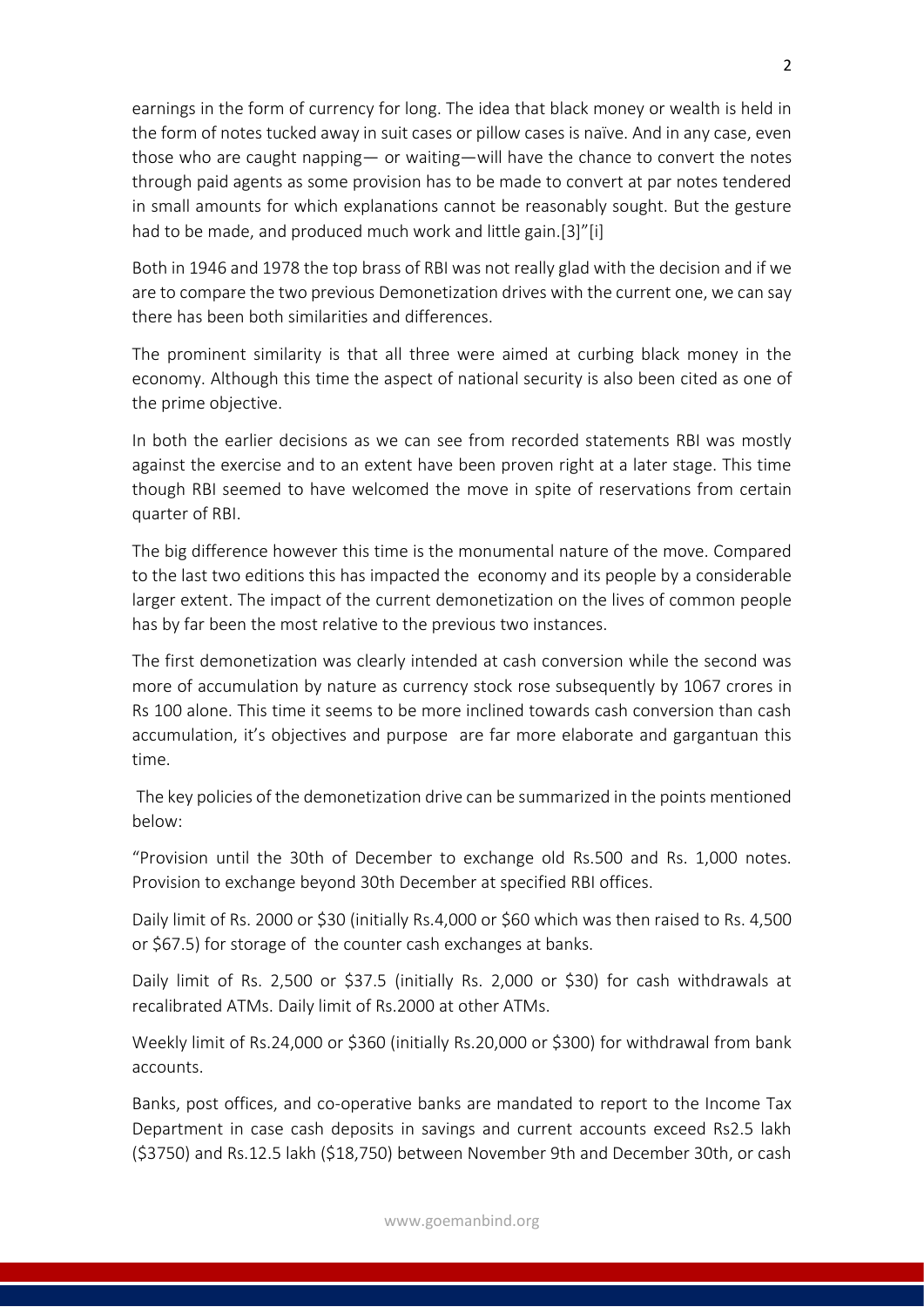earnings in the form of currency for long. The idea that black money or wealth is held in the form of notes tucked away in suit cases or pillow cases is naïve. And in any case, even those who are caught napping— or waiting—will have the chance to convert the notes through paid agents as some provision has to be made to convert at par notes tendered in small amounts for which explanations cannot be reasonably sought. But the gesture had to be made, and produced much work and little gain.[3]"[i]

Both in 1946 and 1978 the top brass of RBI was not really glad with the decision and if we are to compare the two previous Demonetization drives with the current one, we can say there has been both similarities and differences.

The prominent similarity is that all three were aimed at curbing black money in the economy. Although this time the aspect of national security is also been cited as one of the prime objective.

In both the earlier decisions as we can see from recorded statements RBI was mostly against the exercise and to an extent have been proven right at a later stage. This time though RBI seemed to have welcomed the move in spite of reservations from certain quarter of RBI.

The big difference however this time is the monumental nature of the move. Compared to the last two editions this has impacted the economy and its people by a considerable larger extent. The impact of the current demonetization on the lives of common people has by far been the most relative to the previous two instances.

The first demonetization was clearly intended at cash conversion while the second was more of accumulation by nature as currency stock rose subsequently by 1067 crores in Rs 100 alone. This time it seems to be more inclined towards cash conversion than cash accumulation, it's objectives and purpose are far more elaborate and gargantuan this time.

The key policies of the demonetization drive can be summarized in the points mentioned below:

"Provision until the 30th of December to exchange old Rs.500 and Rs. 1,000 notes. Provision to exchange beyond 30th December at specified RBI offices.

Daily limit of Rs. 2000 or $30 (initially Rs.4,000 or $60 which was then raised to Rs. 4,500 or $67.5) for storage of the counter cash exchanges at banks.

Daily limit of Rs. 2,500 or $37.5 (initially Rs. 2,000 or $30) for cash withdrawals at recalibrated ATMs. Daily limit of Rs.2000 at other ATMs.

Weekly limit of Rs.24,000 or $360 (initially Rs.20,000 or $300) for withdrawal from bank accounts.

Banks, post offices, and co-operative banks are mandated to report to the Income Tax Department in case cash deposits in savings and current accounts exceed Rs2.5 lakh ($3750) and Rs.12.5 lakh ($18,750) between November 9th and December 30th, or cash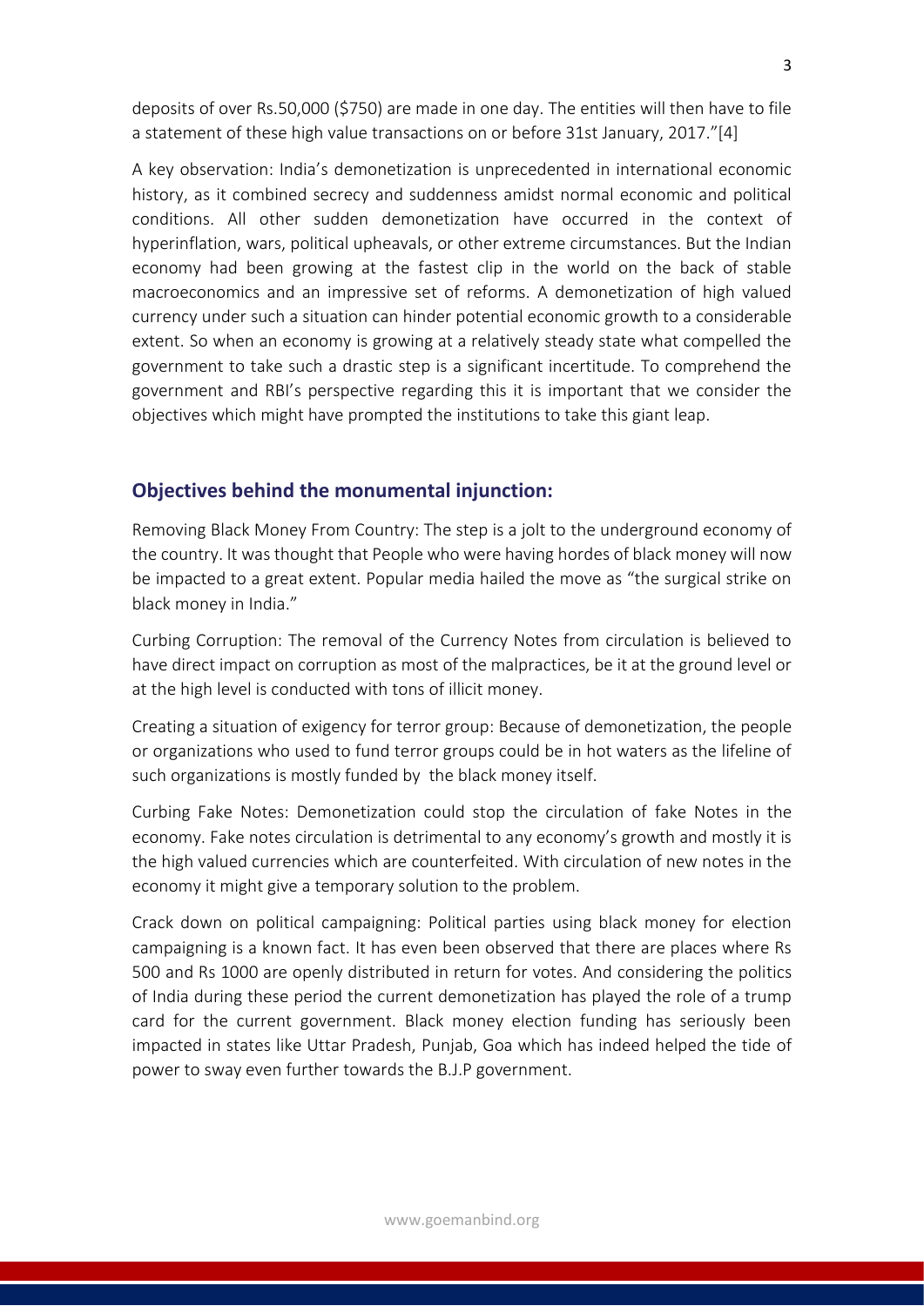deposits of over Rs.50,000 ($750) are made in one day. The entities will then have to file a statement of these high value transactions on or before 31st January, 2017."[4]

A key observation: India's demonetization is unprecedented in international economic history, as it combined secrecy and suddenness amidst normal economic and political conditions. All other sudden demonetization have occurred in the context of hyperinflation, wars, political upheavals, or other extreme circumstances. But the Indian economy had been growing at the fastest clip in the world on the back of stable macroeconomics and an impressive set of reforms. A demonetization of high valued currency under such a situation can hinder potential economic growth to a considerable extent. So when an economy is growing at a relatively steady state what compelled the government to take such a drastic step is a significant incertitude. To comprehend the government and RBI's perspective regarding this it is important that we consider the objectives which might have prompted the institutions to take this giant leap.

## Objectives behind the monumental injunction:

Removing Black Money From Country: The step is a jolt to the underground economy of the country. It was thought that People who were having hordes of black money will now be impacted to a great extent. Popular media hailed the move as "the surgical strike on black money in India."

Curbing Corruption: The removal of the Currency Notes from circulation is believed to have direct impact on corruption as most of the malpractices, be it at the ground level or at the high level is conducted with tons of illicit money.

Creating a situation of exigency for terror group: Because of demonetization, the people or organizations who used to fund terror groups could be in hot waters as the lifeline of such organizations is mostly funded by the black money itself.

Curbing Fake Notes: Demonetization could stop the circulation of fake Notes in the economy. Fake notes circulation is detrimental to any economy's growth and mostly it is the high valued currencies which are counterfeited. With circulation of new notes in the economy it might give a temporary solution to the problem.

Crack down on political campaigning: Political parties using black money for election campaigning is a known fact. It has even been observed that there are places where Rs 500 and Rs 1000 are openly distributed in return for votes. And considering the politics of India during these period the current demonetization has played the role of a trump card for the current government. Black money election funding has seriously been impacted in states like Uttar Pradesh, Punjab, Goa which has indeed helped the tide of power to sway even further towards the B.J.P government.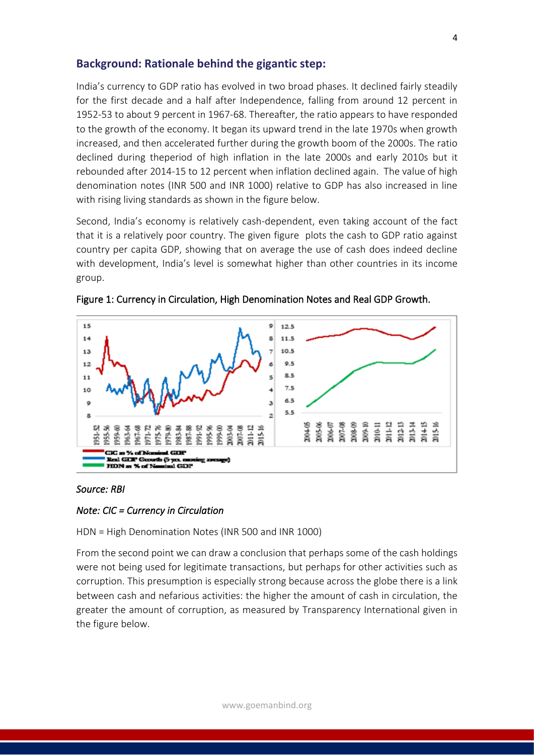## Background: Rationale behind the gigantic step:

India's currency to GDP ratio has evolved in two broad phases. It declined fairly steadily for the first decade and a half after Independence, falling from around 12 percent in 1952-53 to about 9 percent in 1967-68. Thereafter, the ratio appears to have responded to the growth of the economy. It began its upward trend in the late 1970s when growth increased, and then accelerated further during the growth boom of the 2000s. The ratio declined during theperiod of high inflation in the late 2000s and early 2010s but it rebounded after 2014-15 to 12 percent when inflation declined again. The value of high denomination notes (INR 500 and INR 1000) relative to GDP has also increased in line with rising living standards as shown in the figure below.

Second, India's economy is relatively cash-dependent, even taking account of the fact that it is a relatively poor country. The given figure plots the cash to GDP ratio against country per capita GDP, showing that on average the use of cash does indeed decline with development, India's level is somewhat higher than other countries in its income group.

Figure 1: Currency in Circulation, High Denomination Notes and Real GDP Growth.

*Source: RBI*

*Note: CIC = Currency in Circulation*

HDN = High Denomination Notes (INR 500 and INR 1000)

From the second point we can draw a conclusion that perhaps some of the cash holdings were not being used for legitimate transactions, but perhaps for other activities such as corruption. This presumption is especially strong because across the globe there is a link between cash and nefarious activities: the higher the amount of cash in circulation, the greater the amount of corruption, as measured by Transparency International given in the figure below.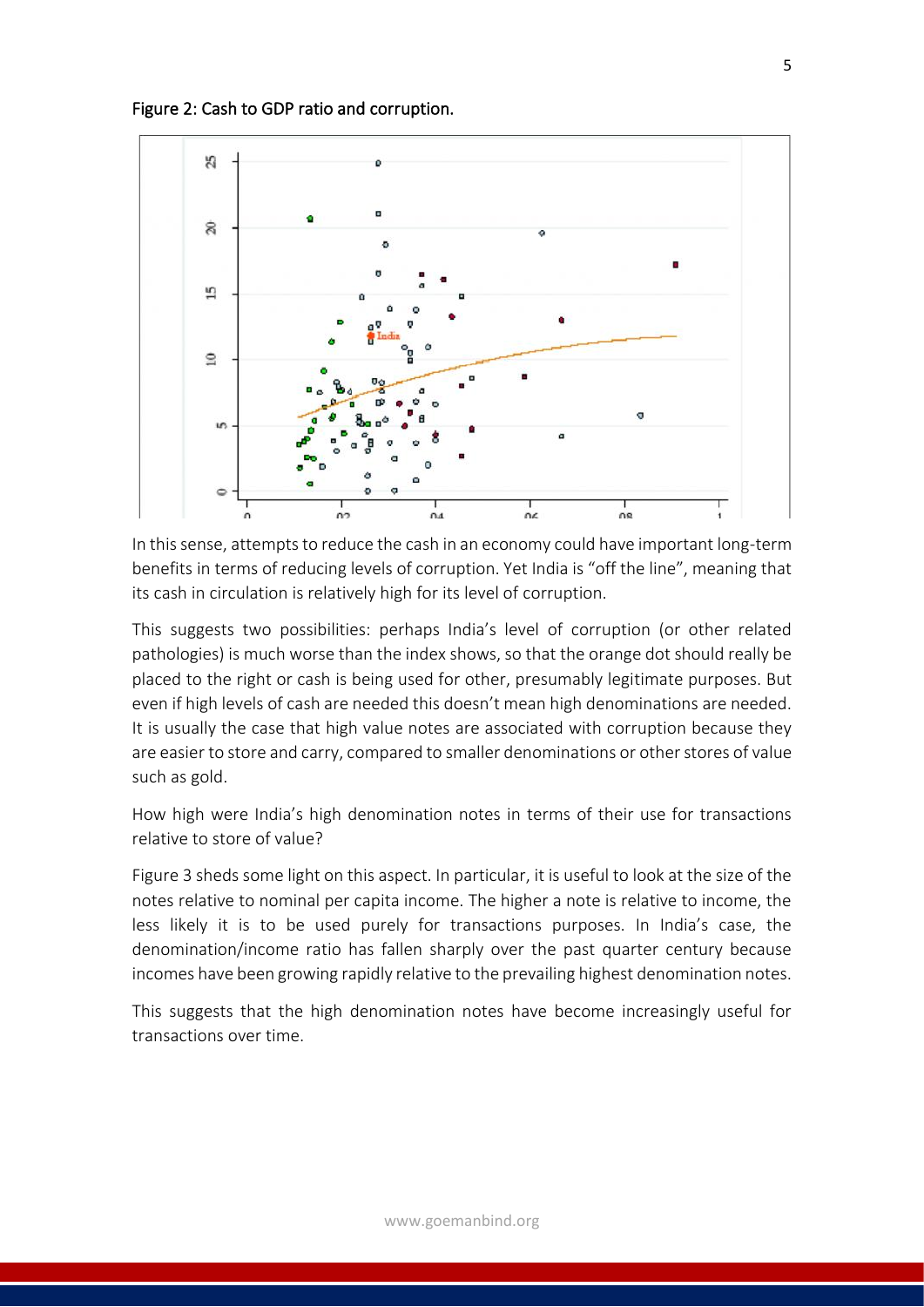Figure 2: Cash to GDP ratio and corruption.

In this sense, attempts to reduce the cash in an economy could have important long-term benefits in terms of reducing levels of corruption. Yet India is "off the line", meaning that its cash in circulation is relatively high for its level of corruption.

This suggests two possibilities: perhaps India's level of corruption (or other related pathologies) is much worse than the index shows, so that the orange dot should really be placed to the right or cash is being used for other, presumably legitimate purposes. But even if high levels of cash are needed this doesn't mean high denominations are needed. It is usually the case that high value notes are associated with corruption because they are easier to store and carry, compared to smaller denominations or other stores of value such as gold.

How high were India's high denomination notes in terms of their use for transactions relative to store of value?

Figure 3 sheds some light on this aspect. In particular, it is useful to look at the size of the notes relative to nominal per capita income. The higher a note is relative to income, the less likely it is to be used purely for transactions purposes. In India's case, the denomination/income ratio has fallen sharply over the past quarter century because incomes have been growing rapidly relative to the prevailing highest denomination notes.

This suggests that the high denomination notes have become increasingly useful for transactions over time.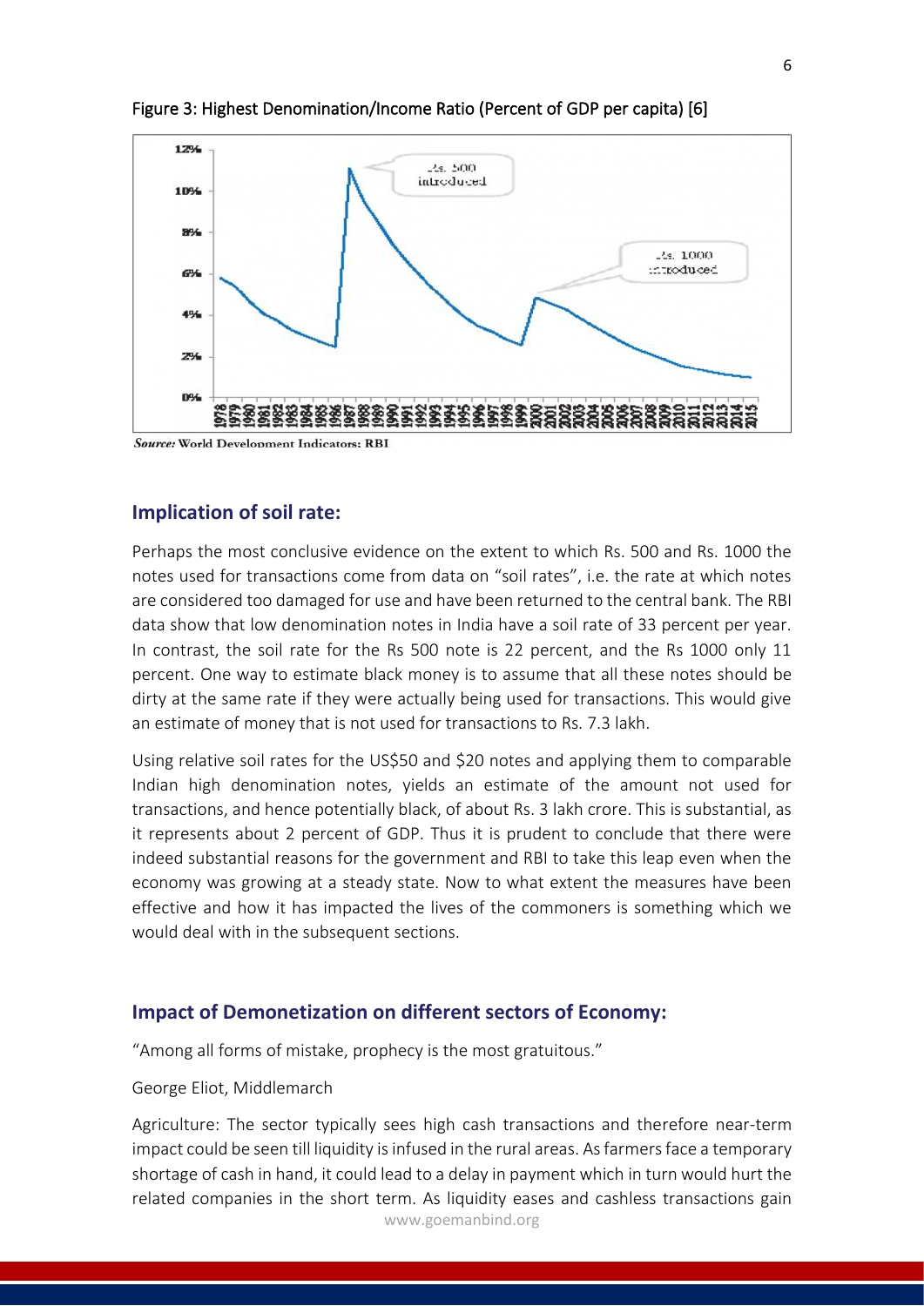Figure 3: Highest Denomination/Income Ratio (Percent of GDP per capita) [6]

*Source:* World Development Indicators; RBI

## Implication of soil rate:

Perhaps the most conclusive evidence on the extent to which Rs. 500 and Rs. 1000 the notes used for transactions come from data on “soil rates”, i.e. the rate at which notes are considered too damaged for use and have been returned to the central bank. The RBI data show that low denomination notes in India have a soil rate of 33 percent per year. In contrast, the soil rate for the Rs 500 note is 22 percent, and the Rs 1000 only 11 percent. One way to estimate black money is to assume that all these notes should be dirty at the same rate if they were actually being used for transactions. This would give an estimate of money that is not used for transactions to Rs. 7.3 lakh.

Using relative soil rates for the US$50 and $20 notes and applying them to comparable Indian high denomination notes, yields an estimate of the amount not used for transactions, and hence potentially black, of about Rs. 3 lakh crore. This is substantial, as it represents about 2 percent of GDP. Thus it is prudent to conclude that there were indeed substantial reasons for the government and RBI to take this leap even when the economy was growing at a steady state. Now to what extent the measures have been effective and how it has impacted the lives of the commoners is something which we would deal with in the subsequent sections.

## Impact of Demonetization on different sectors of Economy:

“Among all forms of mistake, prophecy is the most gratuitous.”

George Eliot, Middlemarch

Agriculture: The sector typically sees high cash transactions and therefore near-term impact could be seen till liquidity is infused in the rural areas. As farmers face a temporary shortage of cash in hand, it could lead to a delay in payment which in turn would hurt the related companies in the short term. As liquidity eases and cashless transactions gain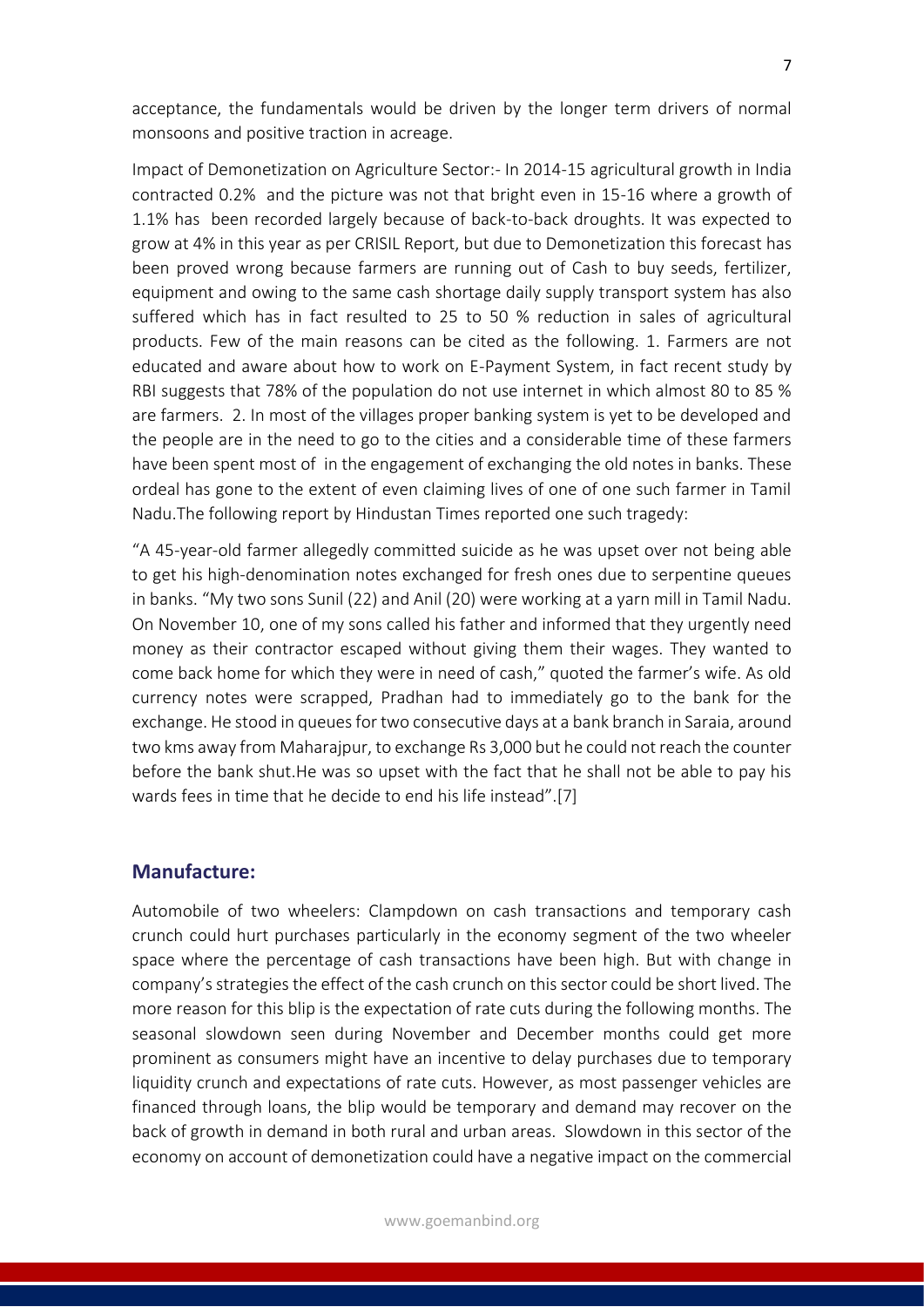acceptance, the fundamentals would be driven by the longer term drivers of normal monsoons and positive traction in acreage.

Impact of Demonetization on Agriculture Sector:- In 2014-15 agricultural growth in India contracted 0.2% and the picture was not that bright even in 15-16 where a growth of 1.1% has been recorded largely because of back-to-back droughts. It was expected to grow at 4% in this year as per CRISIL Report, but due to Demonetization this forecast has been proved wrong because farmers are running out of Cash to buy seeds, fertilizer, equipment and owing to the same cash shortage daily supply transport system has also suffered which has in fact resulted to 25 to 50 % reduction in sales of agricultural products. Few of the main reasons can be cited as the following. 1. Farmers are not educated and aware about how to work on E-Payment System, in fact recent study by RBI suggests that 78% of the population do not use internet in which almost 80 to 85 % are farmers. 2. In most of the villages proper banking system is yet to be developed and the people are in the need to go to the cities and a considerable time of these farmers have been spent most of in the engagement of exchanging the old notes in banks. These ordeal has gone to the extent of even claiming lives of one of one such farmer in Tamil Nadu.The following report by Hindustan Times reported one such tragedy:

"A 45-year-old farmer allegedly committed suicide as he was upset over not being able to get his high-denomination notes exchanged for fresh ones due to serpentine queues in banks. "My two sons Sunil (22) and Anil (20) were working at a yarn mill in Tamil Nadu. On November 10, one of my sons called his father and informed that they urgently need money as their contractor escaped without giving them their wages. They wanted to come back home for which they were in need of cash," quoted the farmer's wife. As old currency notes were scrapped, Pradhan had to immediately go to the bank for the exchange. He stood in queues for two consecutive days at a bank branch in Saraia, around two kms away from Maharajpur, to exchange Rs 3,000 but he could not reach the counter before the bank shut.He was so upset with the fact that he shall not be able to pay his wards fees in time that he decide to end his life instead".[7]

## Manufacture:

Automobile of two wheelers: Clampdown on cash transactions and temporary cash crunch could hurt purchases particularly in the economy segment of the two wheeler space where the percentage of cash transactions have been high. But with change in company's strategies the effect of the cash crunch on this sector could be short lived. The more reason for this blip is the expectation of rate cuts during the following months. The seasonal slowdown seen during November and December months could get more prominent as consumers might have an incentive to delay purchases due to temporary liquidity crunch and expectations of rate cuts. However, as most passenger vehicles are financed through loans, the blip would be temporary and demand may recover on the back of growth in demand in both rural and urban areas. Slowdown in this sector of the economy on account of demonetization could have a negative impact on the commercial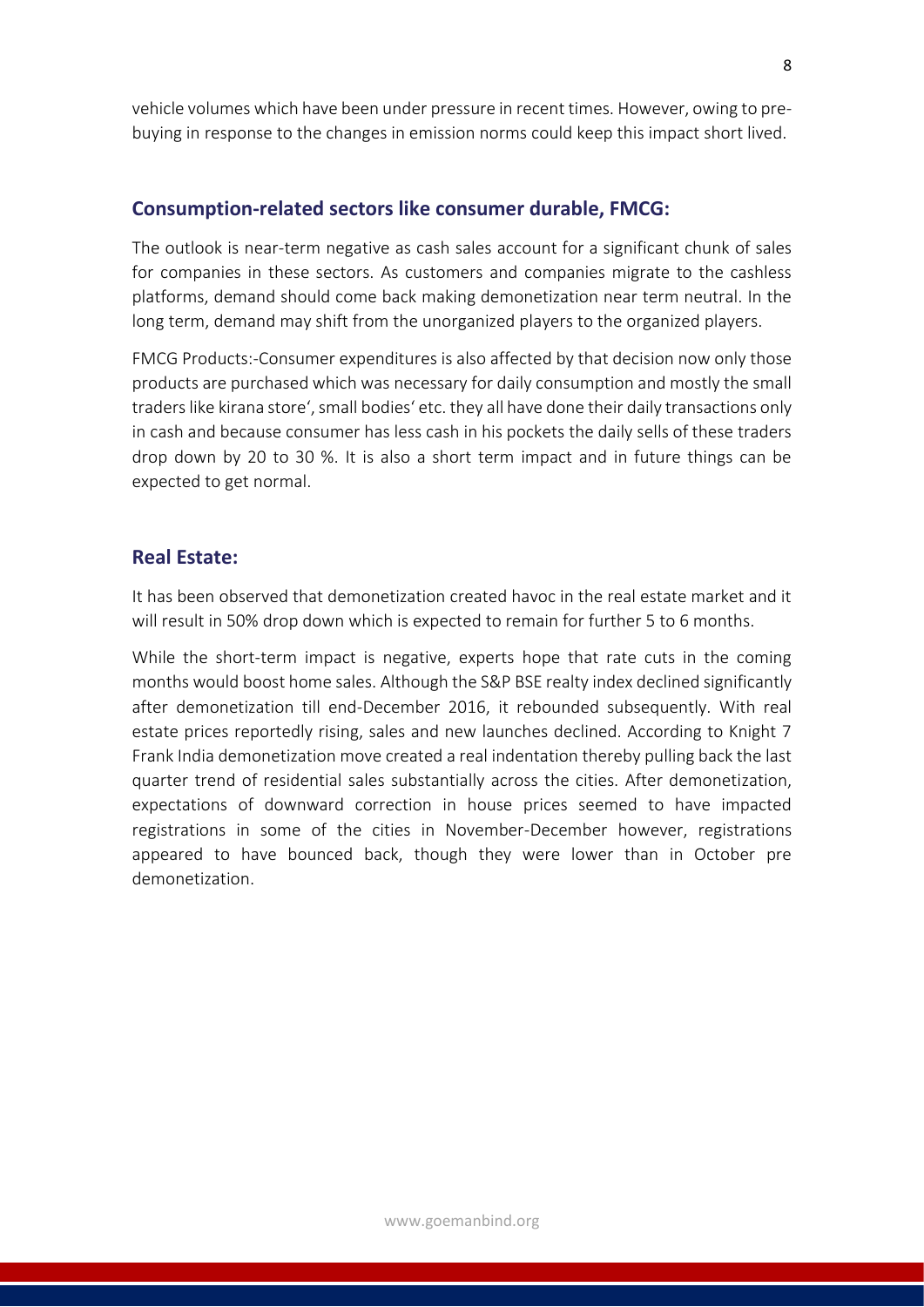vehicle volumes which have been under pressure in recent times. However, owing to pre-buying in response to the changes in emission norms could keep this impact short lived.

## Consumption-related sectors like consumer durable, FMCG:

The outlook is near-term negative as cash sales account for a significant chunk of sales for companies in these sectors. As customers and companies migrate to the cashless platforms, demand should come back making demonetization near term neutral. In the long term, demand may shift from the unorganized players to the organized players.

FMCG Products:-Consumer expenditures is also affected by that decision now only those products are purchased which was necessary for daily consumption and mostly the small traders like kirana store', small bodies' etc. they all have done their daily transactions only in cash and because consumer has less cash in his pockets the daily sells of these traders drop down by 20 to 30 %. It is also a short term impact and in future things can be expected to get normal.

## Real Estate:

It has been observed that demonetization created havoc in the real estate market and it will result in 50% drop down which is expected to remain for further 5 to 6 months.

While the short-term impact is negative, experts hope that rate cuts in the coming months would boost home sales. Although the S&P BSE realty index declined significantly after demonetization till end-December 2016, it rebounded subsequently. With real estate prices reportedly rising, sales and new launches declined. According to Knight 7 Frank India demonetization move created a real indentation thereby pulling back the last quarter trend of residential sales substantially across the cities. After demonetization, expectations of downward correction in house prices seemed to have impacted registrations in some of the cities in November-December however, registrations appeared to have bounced back, though they were lower than in October pre demonetization.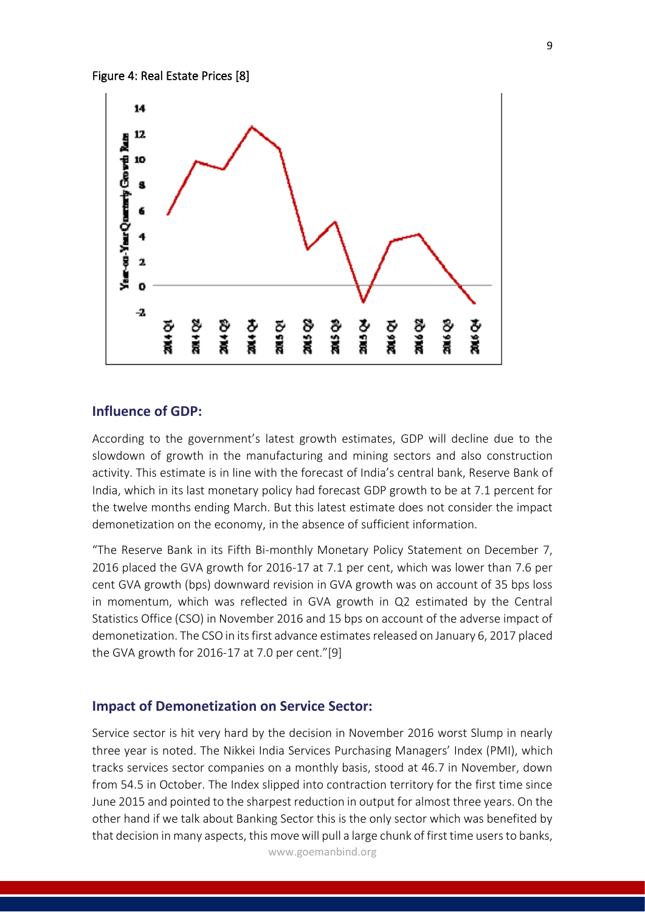Figure 4: Real Estate Prices [8]

## Influence of GDP:

According to the government's latest growth estimates, GDP will decline due to the slowdown of growth in the manufacturing and mining sectors and also construction activity. This estimate is in line with the forecast of India's central bank, Reserve Bank of India, which in its last monetary policy had forecast GDP growth to be at 7.1 percent for the twelve months ending March. But this latest estimate does not consider the impact demonetization on the economy, in the absence of sufficient information.

"The Reserve Bank in its Fifth Bi-monthly Monetary Policy Statement on December 7, 2016 placed the GVA growth for 2016-17 at 7.1 per cent, which was lower than 7.6 per cent GVA growth (bps) downward revision in GVA growth was on account of 35 bps loss in momentum, which was reflected in GVA growth in Q2 estimated by the Central Statistics Office (CSO) in November 2016 and 15 bps on account of the adverse impact of demonetization. The CSO in its first advance estimates released on January 6, 2017 placed the GVA growth for 2016-17 at 7.0 per cent."[9]

## Impact of Demonetization on Service Sector:

Service sector is hit very hard by the decision in November 2016 worst Slump in nearly three year is noted. The Nikkei India Services Purchasing Managers' Index (PMI), which tracks services sector companies on a monthly basis, stood at 46.7 in November, down from 54.5 in October. The Index slipped into contraction territory for the first time since June 2015 and pointed to the sharpest reduction in output for almost three years. On the other hand if we talk about Banking Sector this is the only sector which was benefited by that decision in many aspects, this move will pull a large chunk of first time users to banks,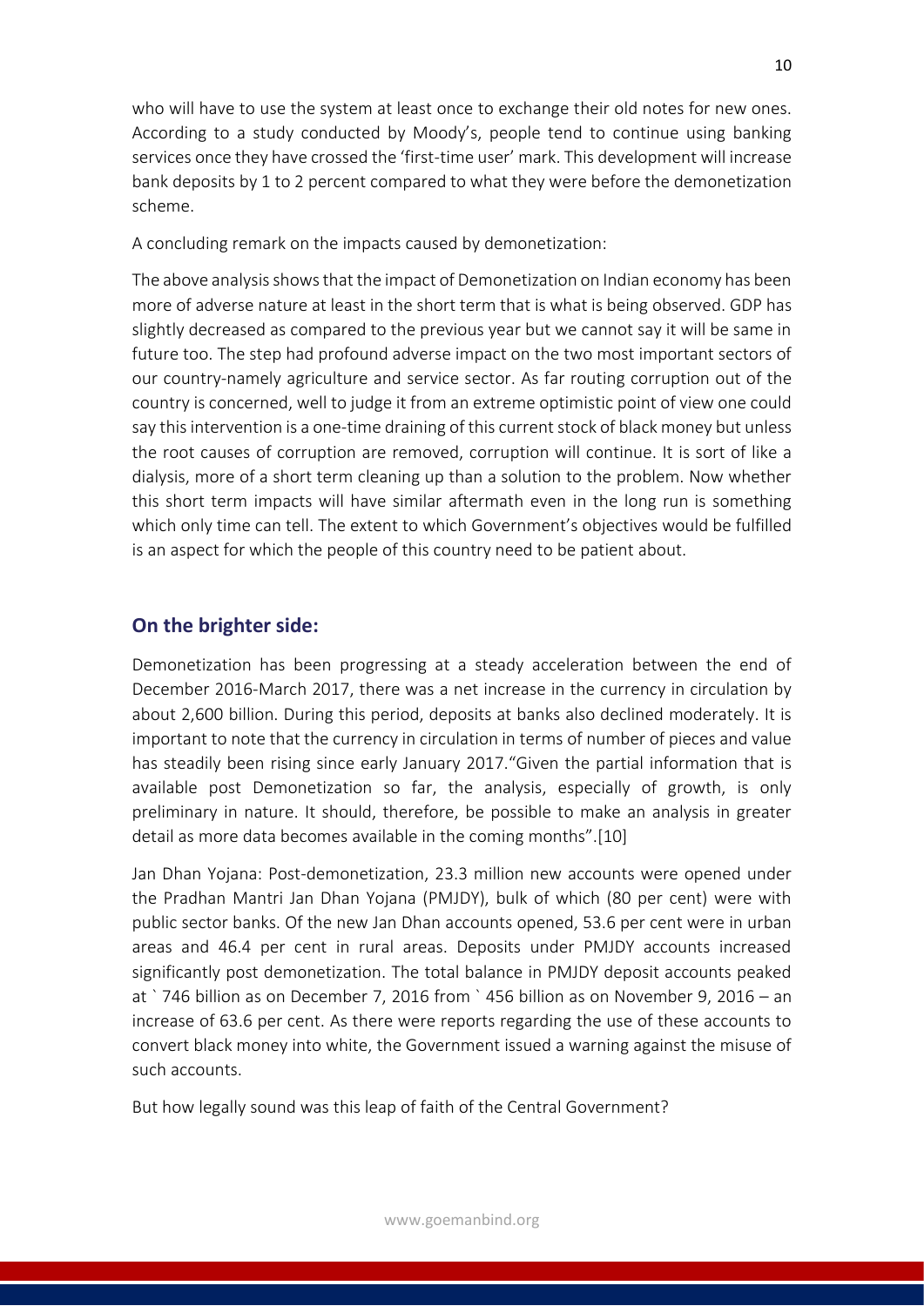who will have to use the system at least once to exchange their old notes for new ones. According to a study conducted by Moody's, people tend to continue using banking services once they have crossed the 'first-time user' mark. This development will increase bank deposits by 1 to 2 percent compared to what they were before the demonetization scheme.

A concluding remark on the impacts caused by demonetization:

The above analysis shows that the impact of Demonetization on Indian economy has been more of adverse nature at least in the short term that is what is being observed. GDP has slightly decreased as compared to the previous year but we cannot say it will be same in future too. The step had profound adverse impact on the two most important sectors of our country-namely agriculture and service sector. As far routing corruption out of the country is concerned, well to judge it from an extreme optimistic point of view one could say this intervention is a one-time draining of this current stock of black money but unless the root causes of corruption are removed, corruption will continue. It is sort of like a dialysis, more of a short term cleaning up than a solution to the problem. Now whether this short term impacts will have similar aftermath even in the long run is something which only time can tell. The extent to which Government's objectives would be fulfilled is an aspect for which the people of this country need to be patient about.

## On the brighter side:

Demonetization has been progressing at a steady acceleration between the end of December 2016-March 2017, there was a net increase in the currency in circulation by about 2,600 billion. During this period, deposits at banks also declined moderately. It is important to note that the currency in circulation in terms of number of pieces and value has steadily been rising since early January 2017."Given the partial information that is available post Demonetization so far, the analysis, especially of growth, is only preliminary in nature. It should, therefore, be possible to make an analysis in greater detail as more data becomes available in the coming months".[10]

Jan Dhan Yojana: Post-demonetization, 23.3 million new accounts were opened under the Pradhan Mantri Jan Dhan Yojana (PMJDY), bulk of which (80 per cent) were with public sector banks. Of the new Jan Dhan accounts opened, 53.6 per cent were in urban areas and 46.4 per cent in rural areas. Deposits under PMJDY accounts increased significantly post demonetization. The total balance in PMJDY deposit accounts peaked at ` 746 billion as on December 7, 2016 from ` 456 billion as on November 9, 2016 – an increase of 63.6 per cent. As there were reports regarding the use of these accounts to convert black money into white, the Government issued a warning against the misuse of such accounts.

But how legally sound was this leap of faith of the Central Government?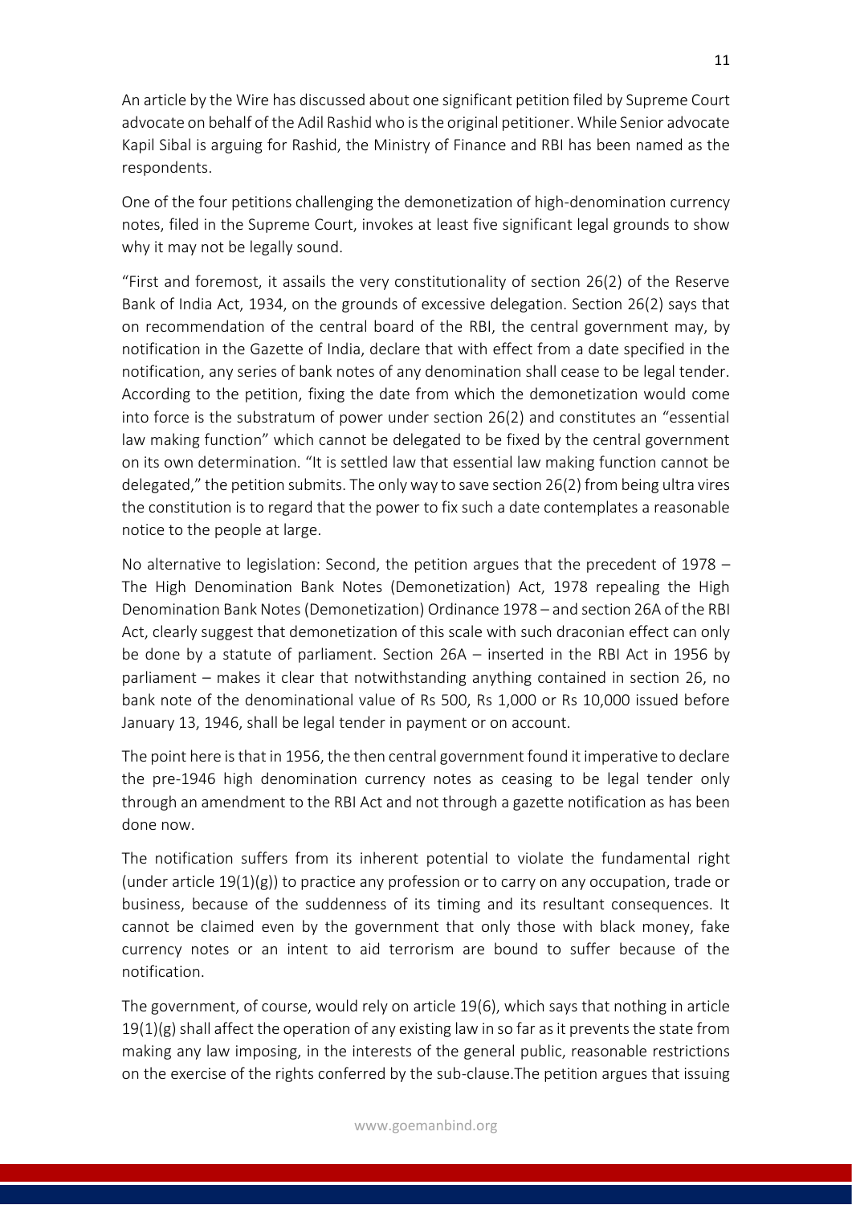An article by the Wire has discussed about one significant petition filed by Supreme Court advocate on behalf of the Adil Rashid who is the original petitioner. While Senior advocate Kapil Sibal is arguing for Rashid, the Ministry of Finance and RBI has been named as the respondents.

One of the four petitions challenging the demonetization of high-denomination currency notes, filed in the Supreme Court, invokes at least five significant legal grounds to show why it may not be legally sound.

"First and foremost, it assails the very constitutionality of section 26(2) of the Reserve Bank of India Act, 1934, on the grounds of excessive delegation. Section 26(2) says that on recommendation of the central board of the RBI, the central government may, by notification in the Gazette of India, declare that with effect from a date specified in the notification, any series of bank notes of any denomination shall cease to be legal tender. According to the petition, fixing the date from which the demonetization would come into force is the substratum of power under section 26(2) and constitutes an "essential law making function" which cannot be delegated to be fixed by the central government on its own determination. "It is settled law that essential law making function cannot be delegated," the petition submits. The only way to save section 26(2) from being ultra vires the constitution is to regard that the power to fix such a date contemplates a reasonable notice to the people at large.

No alternative to legislation: Second, the petition argues that the precedent of 1978 – The High Denomination Bank Notes (Demonetization) Act, 1978 repealing the High Denomination Bank Notes (Demonetization) Ordinance 1978 – and section 26A of the RBI Act, clearly suggest that demonetization of this scale with such draconian effect can only be done by a statute of parliament. Section 26A – inserted in the RBI Act in 1956 by parliament – makes it clear that notwithstanding anything contained in section 26, no bank note of the denominational value of Rs 500, Rs 1,000 or Rs 10,000 issued before January 13, 1946, shall be legal tender in payment or on account.

The point here is that in 1956, the then central government found it imperative to declare the pre-1946 high denomination currency notes as ceasing to be legal tender only through an amendment to the RBI Act and not through a gazette notification as has been done now.

The notification suffers from its inherent potential to violate the fundamental right (under article 19(1)(g)) to practice any profession or to carry on any occupation, trade or business, because of the suddenness of its timing and its resultant consequences. It cannot be claimed even by the government that only those with black money, fake currency notes or an intent to aid terrorism are bound to suffer because of the notification.

The government, of course, would rely on article 19(6), which says that nothing in article 19(1)(g) shall affect the operation of any existing law in so far as it prevents the state from making any law imposing, in the interests of the general public, reasonable restrictions on the exercise of the rights conferred by the sub-clause.The petition argues that issuing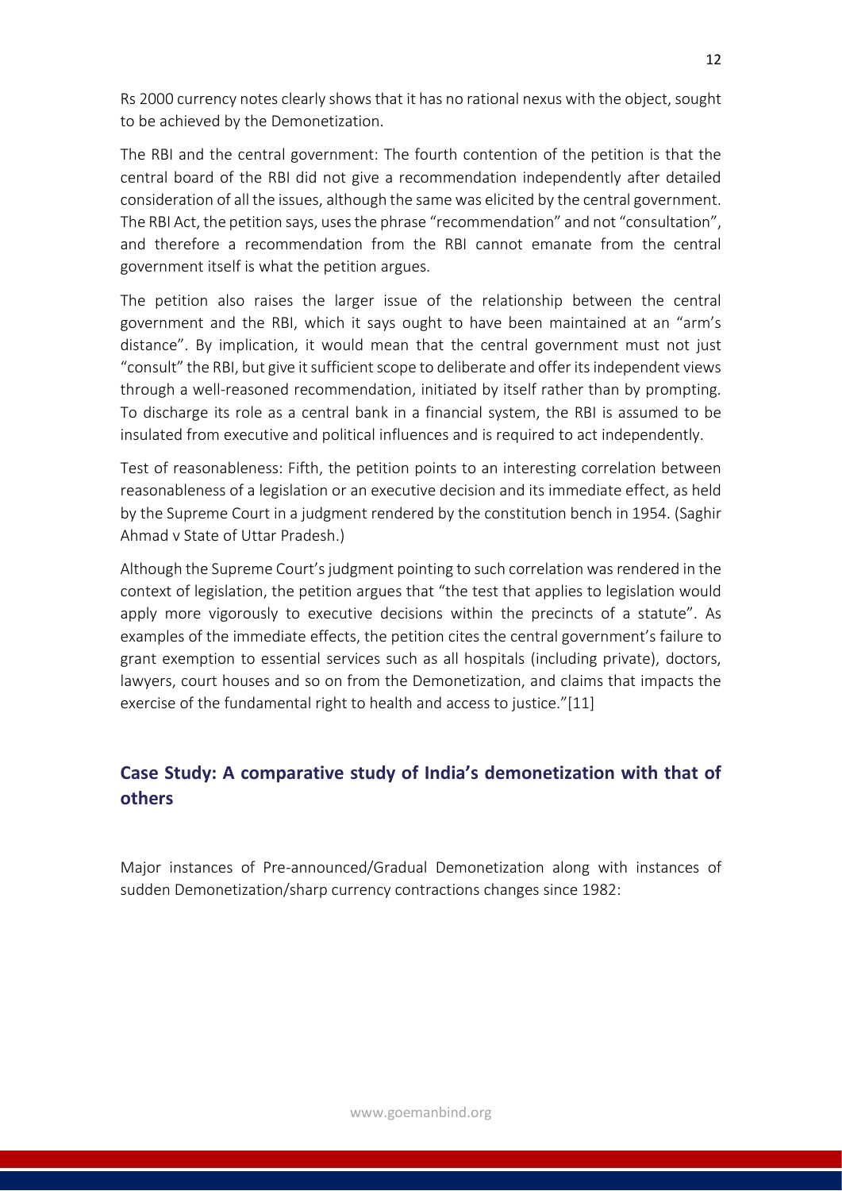Rs 2000 currency notes clearly shows that it has no rational nexus with the object, sought to be achieved by the Demonetization.

The RBI and the central government: The fourth contention of the petition is that the central board of the RBI did not give a recommendation independently after detailed consideration of all the issues, although the same was elicited by the central government. The RBI Act, the petition says, uses the phrase "recommendation" and not "consultation", and therefore a recommendation from the RBI cannot emanate from the central government itself is what the petition argues.

The petition also raises the larger issue of the relationship between the central government and the RBI, which it says ought to have been maintained at an "arm's distance". By implication, it would mean that the central government must not just "consult" the RBI, but give it sufficient scope to deliberate and offer its independent views through a well-reasoned recommendation, initiated by itself rather than by prompting. To discharge its role as a central bank in a financial system, the RBI is assumed to be insulated from executive and political influences and is required to act independently.

Test of reasonableness: Fifth, the petition points to an interesting correlation between reasonableness of a legislation or an executive decision and its immediate effect, as held by the Supreme Court in a judgment rendered by the constitution bench in 1954. (Saghir Ahmad v State of Uttar Pradesh.)

Although the Supreme Court's judgment pointing to such correlation was rendered in the context of legislation, the petition argues that "the test that applies to legislation would apply more vigorously to executive decisions within the precincts of a statute". As examples of the immediate effects, the petition cites the central government's failure to grant exemption to essential services such as all hospitals (including private), doctors, lawyers, court houses and so on from the Demonetization, and claims that impacts the exercise of the fundamental right to health and access to justice."[11]

## Case Study: A comparative study of India's demonetization with that of others

Major instances of Pre-announced/Gradual Demonetization along with instances of sudden Demonetization/sharp currency contractions changes since 1982: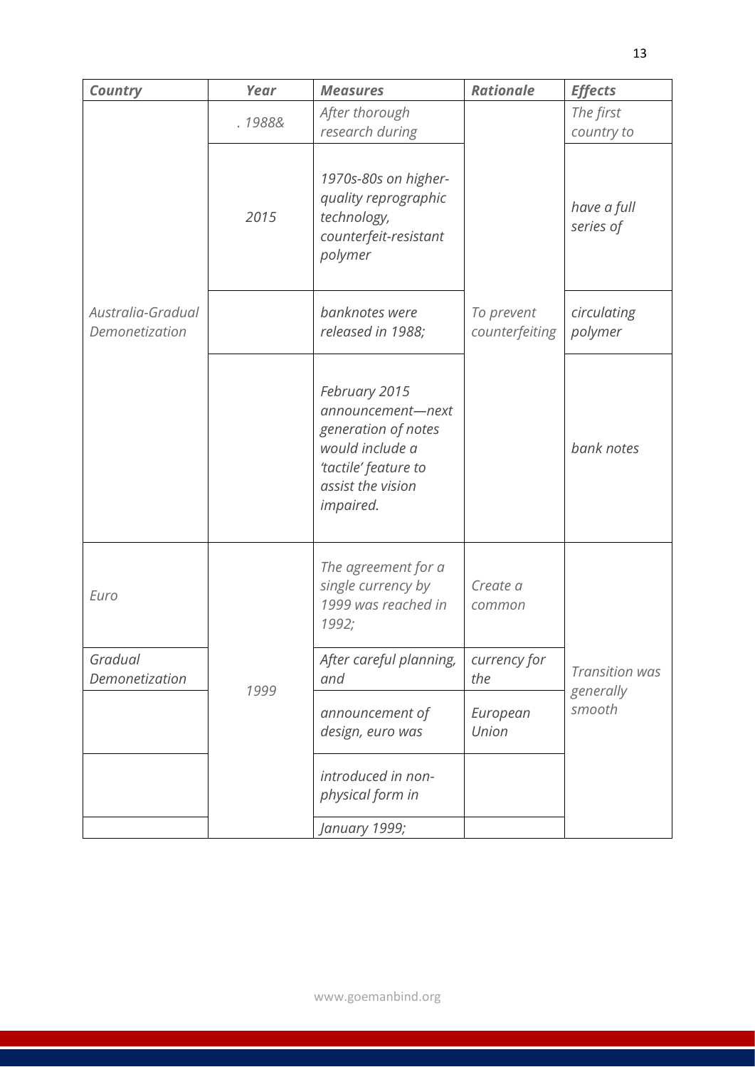| *Country* | *Year* | *Measures* | *Rationale* | *Effects* |
| --- | --- | --- | --- | --- |
| | *. 1988&* | *After thorough research during* | | *The first country to* |
| | *2015* | *1970s-80s on higher-quality reprographic technology, counterfeit-resistant polymer* | | *have a full series of* |
| *Australia-Gradual Demonetization* | | *banknotes were released in 1988;* | *To prevent counterfeiting* | *circulating polymer* |
| | | *February 2015 announcement—next generation of notes would include a 'tactile' feature to assist the vision impaired.* | | *bank notes* |
| *Euro* | | *The agreement for a single currency by 1999 was reached in 1992;* | *Create a common* | |
| *Gradual Demonetization* | *1999* | *After careful planning, and* | *currency for the* | *Transition was generally smooth* |
| | | *announcement of design, euro was* | *European Union* | |
| | | *introduced in non-physical form in* | | |
| | | *January 1999;* | | |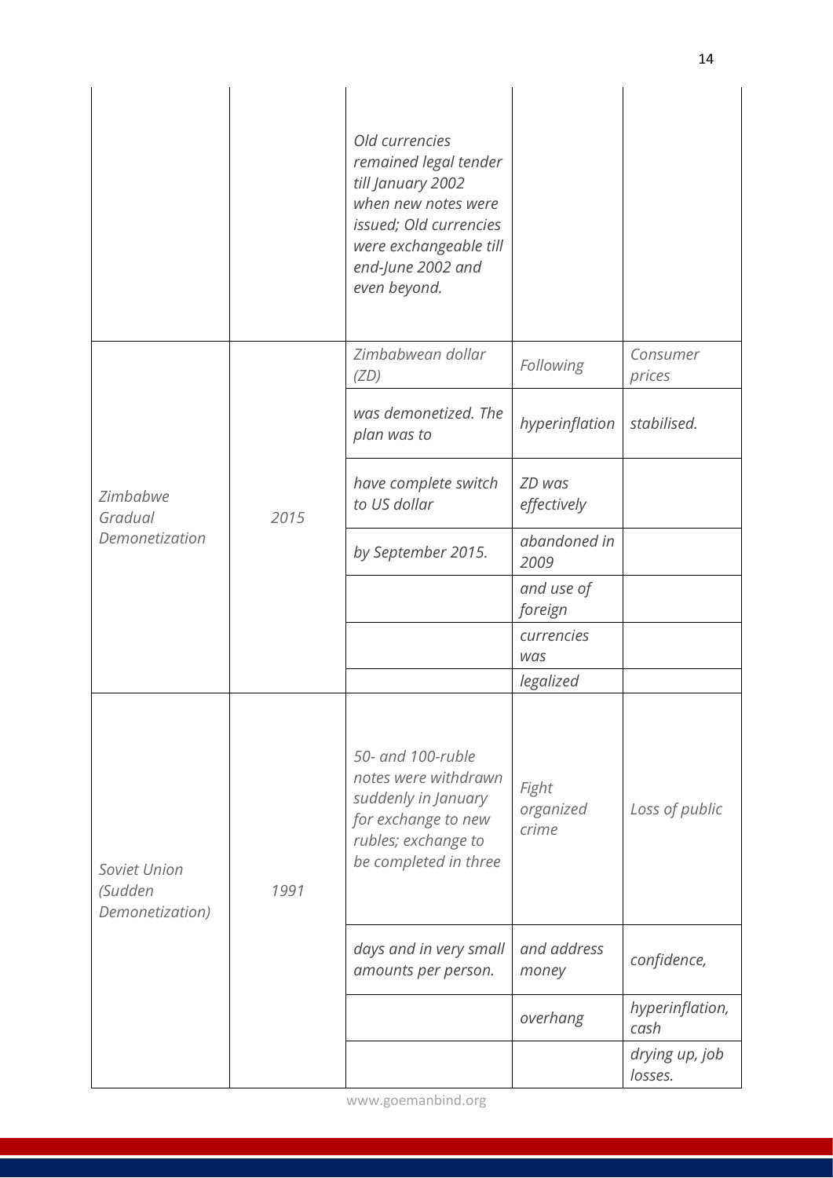| | | | | |
|---|---|---|---|---|
| | | *Old currencies remained legal tender till January 2002 when new notes were issued; Old currencies were exchangeable till end-June 2002 and even beyond.* | | |
| *Zimbabwe Gradual Demonetization* | *2015* | *Zimbabwean dollar (ZD) was demonetized. The plan was to have complete switch to US dollar by September 2015.* | *Following hyperinflation ZD was effectively abandoned in 2009 and use of foreign currencies was legalized* | *Consumer prices stabilised.* |
| *Soviet Union (Sudden Demonetization)* | *1991* | *50- and 100-ruble notes were withdrawn suddenly in January for exchange to new rubles; exchange to be completed in three days and in very small amounts per person.* | *Fight organized crime and address money overhang* | *Loss of public confidence, hyperinflation, cash drying up, job losses.* |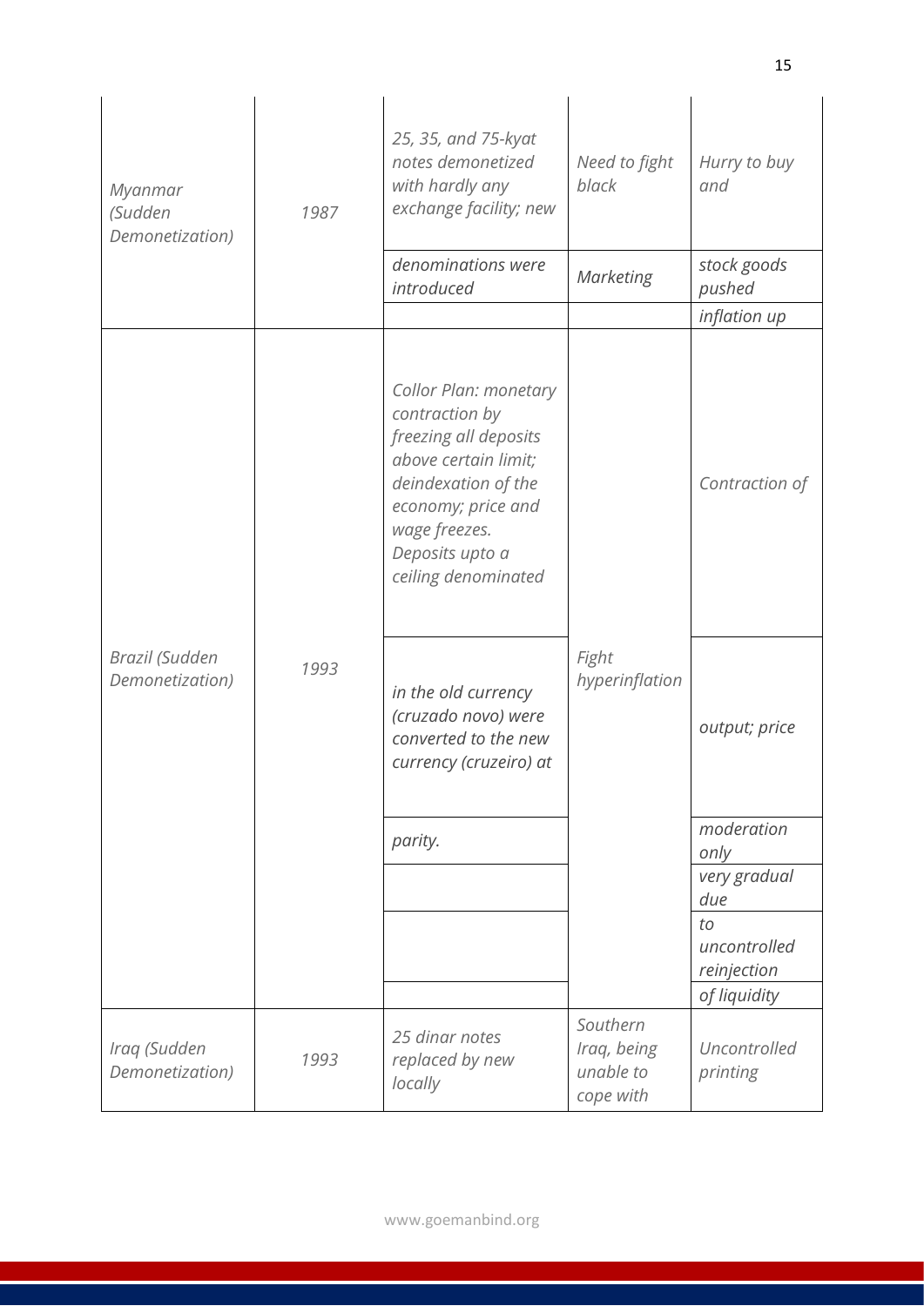| | | | | |
|---|---|---|---|---|
| *Myanmar (Sudden Demonetization)* | *1987* | *25, 35, and 75-kyat notes demonetized with hardly any exchange facility; new* | *Need to fight black* | *Hurry to buy and* |
| | | *denominations were introduced* | *Marketing* | *stock goods pushed* |
| | | | | *inflation up* |
| *Brazil (Sudden Demonetization)* | *1993* | *Collor Plan: monetary contraction by freezing all deposits above certain limit; deindexation of the economy; price and wage freezes. Deposits upto a ceiling denominated* | *Fight hyperinflation* | *Contraction of* |
| | | *in the old currency (cruzado novo) were converted to the new currency (cruzeiro) at* | | *output; price* |
| | | *parity.* | | *moderation only* |
| | | | | *very gradual due* |
| | | | | *to uncontrolled reinjection* |
| | | | | *of liquidity* |
| *Iraq (Sudden Demonetization)* | *1993* | *25 dinar notes replaced by new locally* | *Southern Iraq, being unable to cope with* | *Uncontrolled printing* |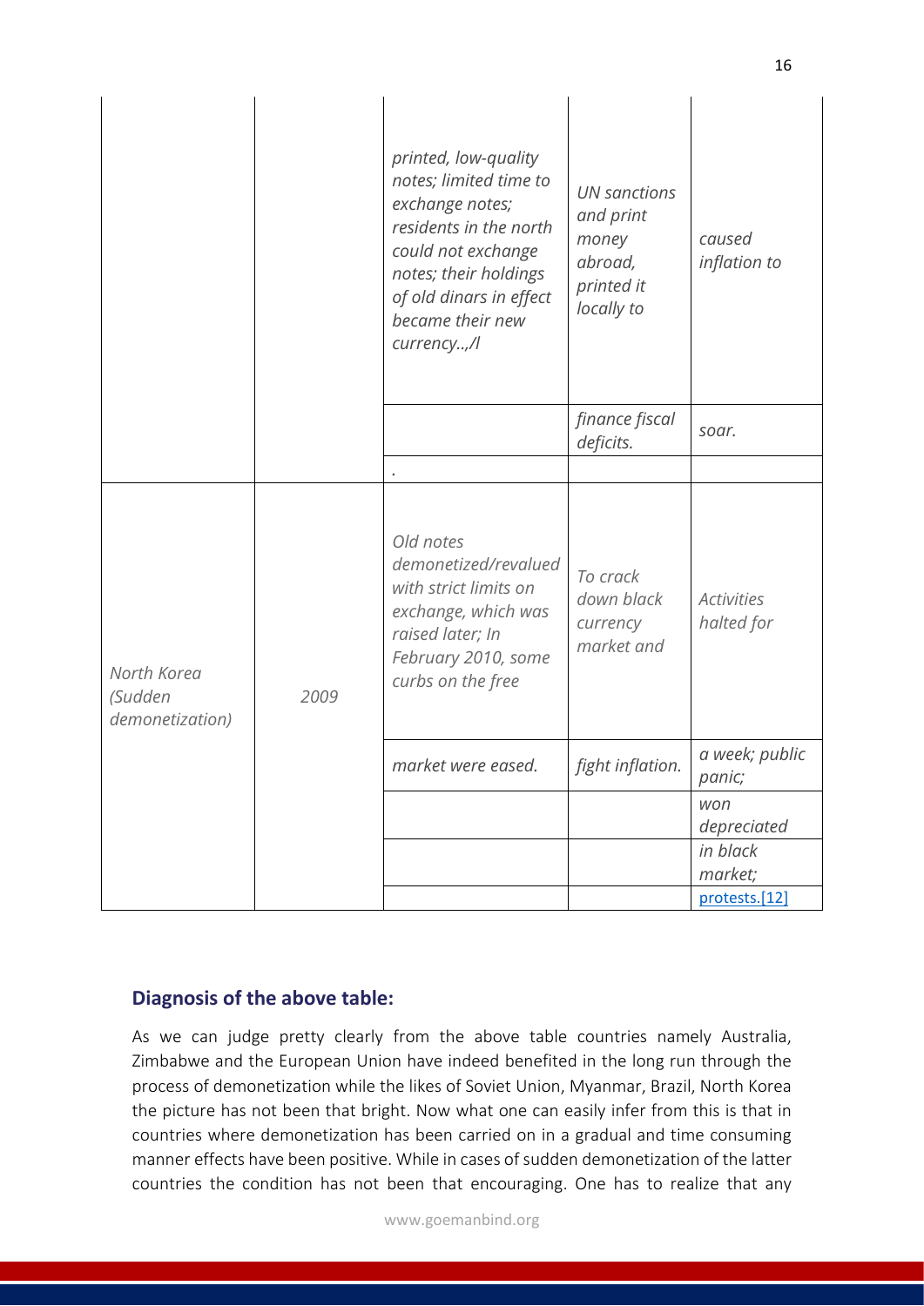| | | | | |
|---|---|---|---|---|
| | | *printed, low-quality notes; limited time to exchange notes; residents in the north could not exchange notes; their holdings of old dinars in effect became their new currency..,/l* | *UN sanctions and print money abroad, printed it locally to* | *caused inflation to* |
| | | | *finance fiscal deficits.* | *soar.* |
| | | *.* | | |
| *North Korea (Sudden demonetization)* | *2009* | *Old notes demonetized/revalued with strict limits on exchange, which was raised later; In February 2010, some curbs on the free* | *To crack down black currency market and* | *Activities halted for* |
| | | *market were eased.* | *fight inflation.* | *a week; public panic;* |
| | | | | *won depreciated* |
| | | | | *in black market;* |
| | | | | *protests.[12]* |

### Diagnosis of the above table:

As we can judge pretty clearly from the above table countries namely Australia, Zimbabwe and the European Union have indeed benefited in the long run through the process of demonetization while the likes of Soviet Union, Myanmar, Brazil, North Korea the picture has not been that bright. Now what one can easily infer from this is that in countries where demonetization has been carried on in a gradual and time consuming manner effects have been positive. While in cases of sudden demonetization of the latter countries the condition has not been that encouraging. One has to realize that any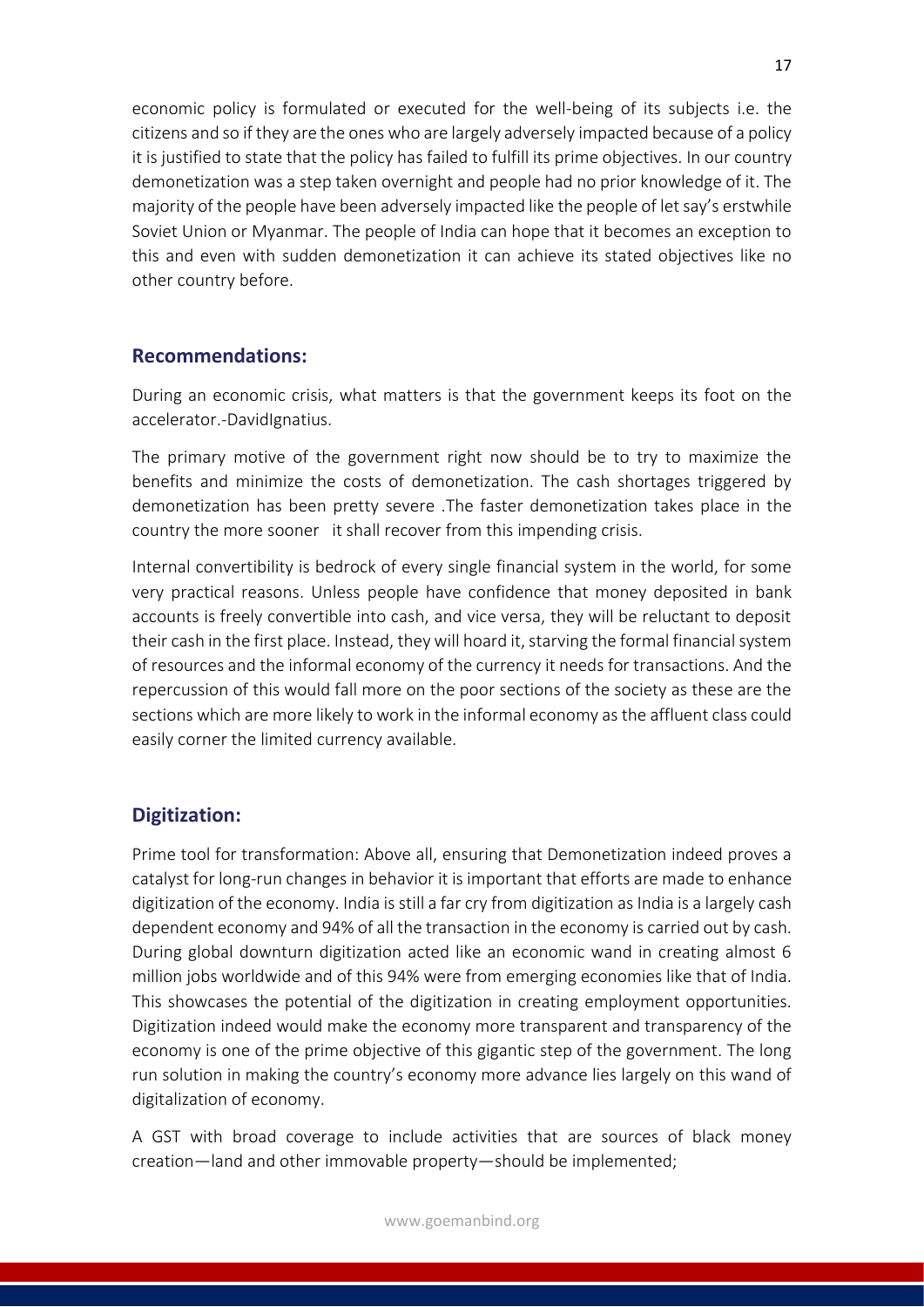economic policy is formulated or executed for the well-being of its subjects i.e. the citizens and so if they are the ones who are largely adversely impacted because of a policy it is justified to state that the policy has failed to fulfill its prime objectives. In our country demonetization was a step taken overnight and people had no prior knowledge of it. The majority of the people have been adversely impacted like the people of let say's erstwhile Soviet Union or Myanmar. The people of India can hope that it becomes an exception to this and even with sudden demonetization it can achieve its stated objectives like no other country before.

## Recommendations:

During an economic crisis, what matters is that the government keeps its foot on the accelerator.-DavidIgnatius.

The primary motive of the government right now should be to try to maximize the benefits and minimize the costs of demonetization. The cash shortages triggered by demonetization has been pretty severe .The faster demonetization takes place in the country the more sooner it shall recover from this impending crisis.

Internal convertibility is bedrock of every single financial system in the world, for some very practical reasons. Unless people have confidence that money deposited in bank accounts is freely convertible into cash, and vice versa, they will be reluctant to deposit their cash in the first place. Instead, they will hoard it, starving the formal financial system of resources and the informal economy of the currency it needs for transactions. And the repercussion of this would fall more on the poor sections of the society as these are the sections which are more likely to work in the informal economy as the affluent class could easily corner the limited currency available.

## Digitization:

Prime tool for transformation: Above all, ensuring that Demonetization indeed proves a catalyst for long-run changes in behavior it is important that efforts are made to enhance digitization of the economy. India is still a far cry from digitization as India is a largely cash dependent economy and 94% of all the transaction in the economy is carried out by cash. During global downturn digitization acted like an economic wand in creating almost 6 million jobs worldwide and of this 94% were from emerging economies like that of India. This showcases the potential of the digitization in creating employment opportunities. Digitization indeed would make the economy more transparent and transparency of the economy is one of the prime objective of this gigantic step of the government. The long run solution in making the country's economy more advance lies largely on this wand of digitalization of economy.

A GST with broad coverage to include activities that are sources of black money creation—land and other immovable property—should be implemented;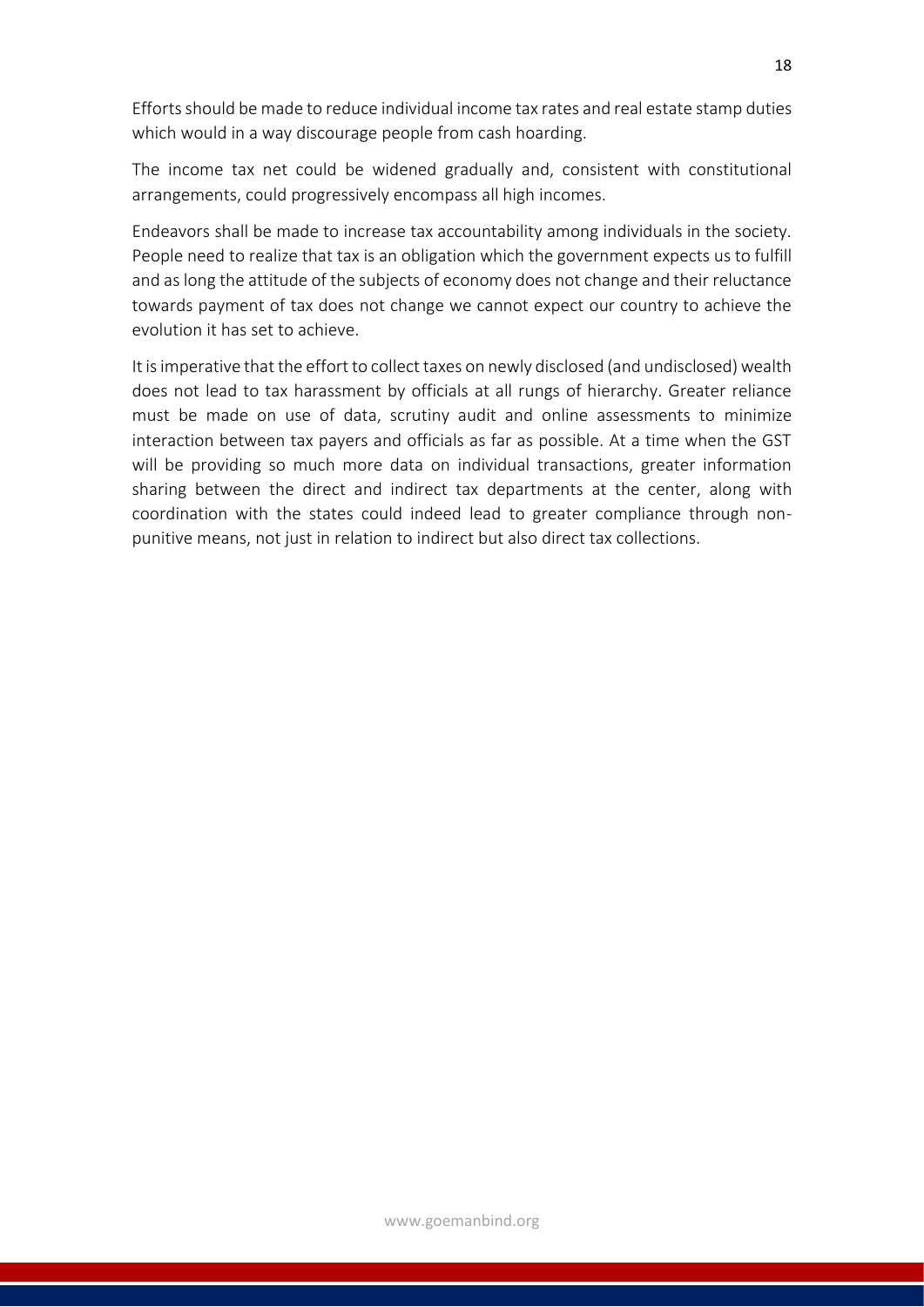Efforts should be made to reduce individual income tax rates and real estate stamp duties which would in a way discourage people from cash hoarding.

The income tax net could be widened gradually and, consistent with constitutional arrangements, could progressively encompass all high incomes.

Endeavors shall be made to increase tax accountability among individuals in the society. People need to realize that tax is an obligation which the government expects us to fulfill and as long the attitude of the subjects of economy does not change and their reluctance towards payment of tax does not change we cannot expect our country to achieve the evolution it has set to achieve.

It is imperative that the effort to collect taxes on newly disclosed (and undisclosed) wealth does not lead to tax harassment by officials at all rungs of hierarchy. Greater reliance must be made on use of data, scrutiny audit and online assessments to minimize interaction between tax payers and officials as far as possible. At a time when the GST will be providing so much more data on individual transactions, greater information sharing between the direct and indirect tax departments at the center, along with coordination with the states could indeed lead to greater compliance through non-punitive means, not just in relation to indirect but also direct tax collections.